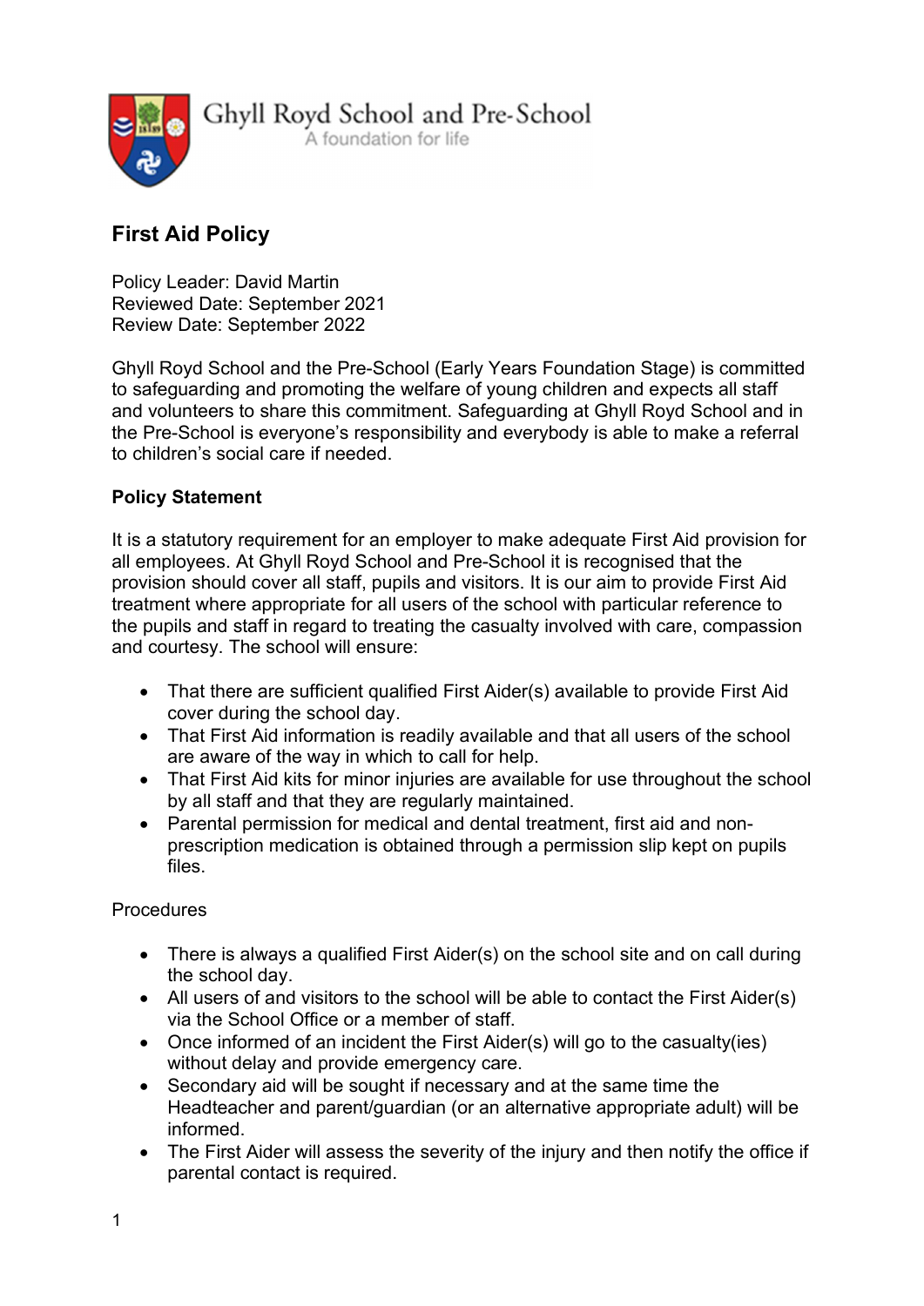Ghyll Royd School and Pre-School
A foundation for life

## First Aid Policy

Policy Leader: David Martin
Reviewed Date: September 2021
Review Date: September 2022

Ghyll Royd School and the Pre-School (Early Years Foundation Stage) is committed to safeguarding and promoting the welfare of young children and expects all staff and volunteers to share this commitment. Safeguarding at Ghyll Royd School and in the Pre-School is everyone's responsibility and everybody is able to make a referral to children's social care if needed.

**Policy Statement**

It is a statutory requirement for an employer to make adequate First Aid provision for all employees. At Ghyll Royd School and Pre-School it is recognised that the provision should cover all staff, pupils and visitors. It is our aim to provide First Aid treatment where appropriate for all users of the school with particular reference to the pupils and staff in regard to treating the casualty involved with care, compassion and courtesy. The school will ensure:

- That there are sufficient qualified First Aider(s) available to provide First Aid cover during the school day.
- That First Aid information is readily available and that all users of the school are aware of the way in which to call for help.
- That First Aid kits for minor injuries are available for use throughout the school by all staff and that they are regularly maintained.
- Parental permission for medical and dental treatment, first aid and non-prescription medication is obtained through a permission slip kept on pupils files.

Procedures

- There is always a qualified First Aider(s) on the school site and on call during the school day.
- All users of and visitors to the school will be able to contact the First Aider(s) via the School Office or a member of staff.
- Once informed of an incident the First Aider(s) will go to the casualty(ies) without delay and provide emergency care.
- Secondary aid will be sought if necessary and at the same time the Headteacher and parent/guardian (or an alternative appropriate adult) will be informed.
- The First Aider will assess the severity of the injury and then notify the office if parental contact is required.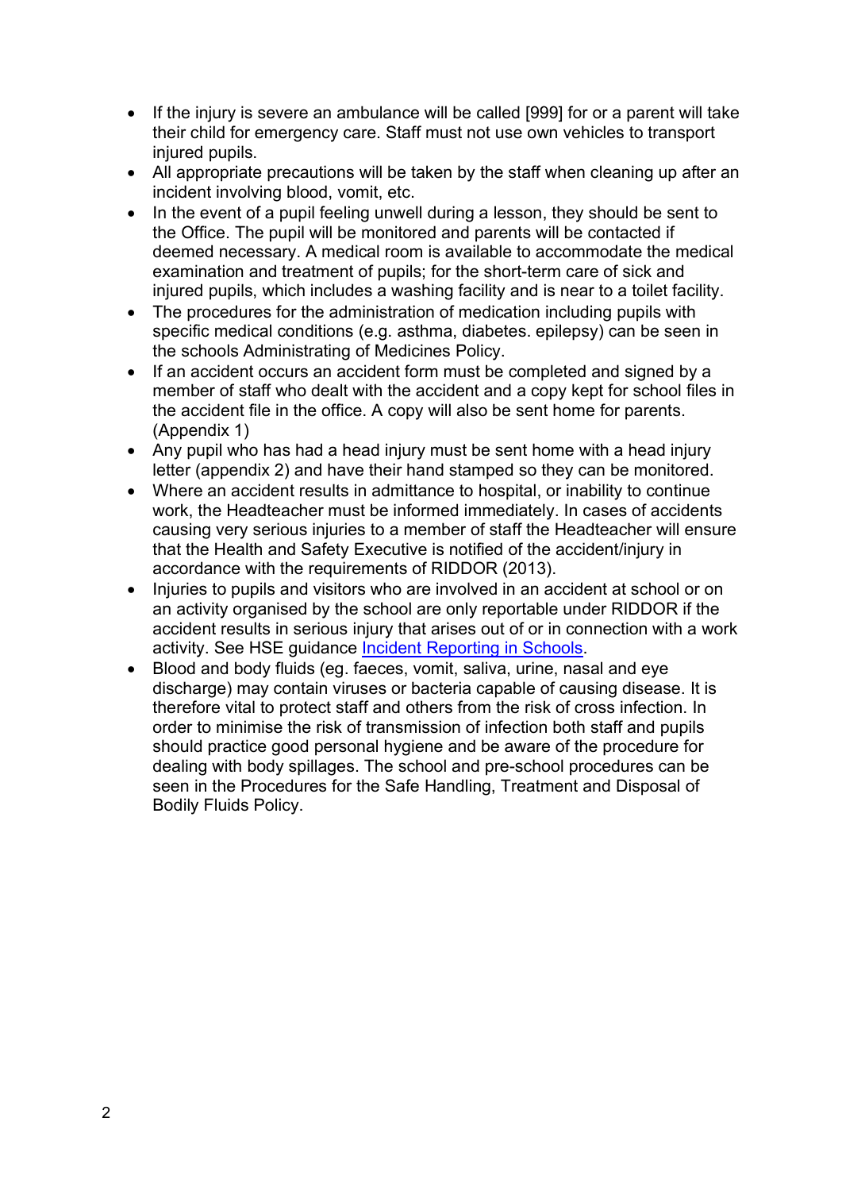- If the injury is severe an ambulance will be called [999] for or a parent will take their child for emergency care. Staff must not use own vehicles to transport injured pupils.
- All appropriate precautions will be taken by the staff when cleaning up after an incident involving blood, vomit, etc.
- In the event of a pupil feeling unwell during a lesson, they should be sent to the Office. The pupil will be monitored and parents will be contacted if deemed necessary. A medical room is available to accommodate the medical examination and treatment of pupils; for the short-term care of sick and injured pupils, which includes a washing facility and is near to a toilet facility.
- The procedures for the administration of medication including pupils with specific medical conditions (e.g. asthma, diabetes. epilepsy) can be seen in the schools Administrating of Medicines Policy.
- If an accident occurs an accident form must be completed and signed by a member of staff who dealt with the accident and a copy kept for school files in the accident file in the office. A copy will also be sent home for parents. (Appendix 1)
- Any pupil who has had a head injury must be sent home with a head injury letter (appendix 2) and have their hand stamped so they can be monitored.
- Where an accident results in admittance to hospital, or inability to continue work, the Headteacher must be informed immediately. In cases of accidents causing very serious injuries to a member of staff the Headteacher will ensure that the Health and Safety Executive is notified of the accident/injury in accordance with the requirements of RIDDOR (2013).
- Injuries to pupils and visitors who are involved in an accident at school or on an activity organised by the school are only reportable under RIDDOR if the accident results in serious injury that arises out of or in connection with a work activity. See HSE guidance [Incident Reporting in Schools](#).
- Blood and body fluids (eg. faeces, vomit, saliva, urine, nasal and eye discharge) may contain viruses or bacteria capable of causing disease. It is therefore vital to protect staff and others from the risk of cross infection. In order to minimise the risk of transmission of infection both staff and pupils should practice good personal hygiene and be aware of the procedure for dealing with body spillages. The school and pre-school procedures can be seen in the Procedures for the Safe Handling, Treatment and Disposal of Bodily Fluids Policy.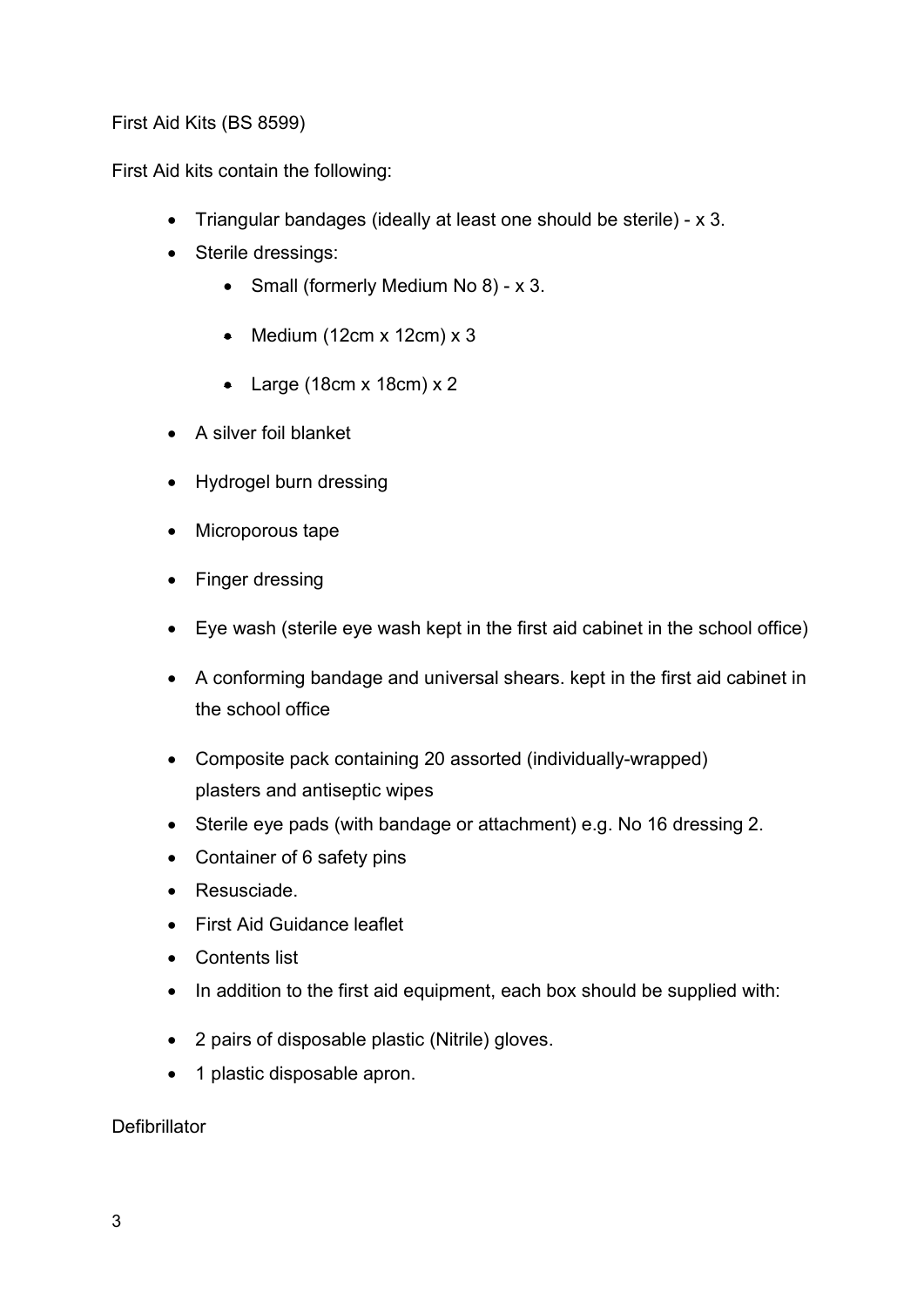First Aid Kits (BS 8599)

First Aid kits contain the following:

- Triangular bandages (ideally at least one should be sterile) - x 3.
- Sterile dressings:
    - Small (formerly Medium No 8) - x 3.
    - Medium (12cm x 12cm) x 3
    - Large (18cm x 18cm) x 2
- A silver foil blanket
- Hydrogel burn dressing
- Microporous tape
- Finger dressing
- Eye wash (sterile eye wash kept in the first aid cabinet in the school office)
- A conforming bandage and universal shears. kept in the first aid cabinet in the school office
- Composite pack containing 20 assorted (individually-wrapped) plasters and antiseptic wipes
- Sterile eye pads (with bandage or attachment) e.g. No 16 dressing 2.
- Container of 6 safety pins
- Resusciade.
- First Aid Guidance leaflet
- Contents list
- In addition to the first aid equipment, each box should be supplied with:
- 2 pairs of disposable plastic (Nitrile) gloves.
- 1 plastic disposable apron.

Defibrillator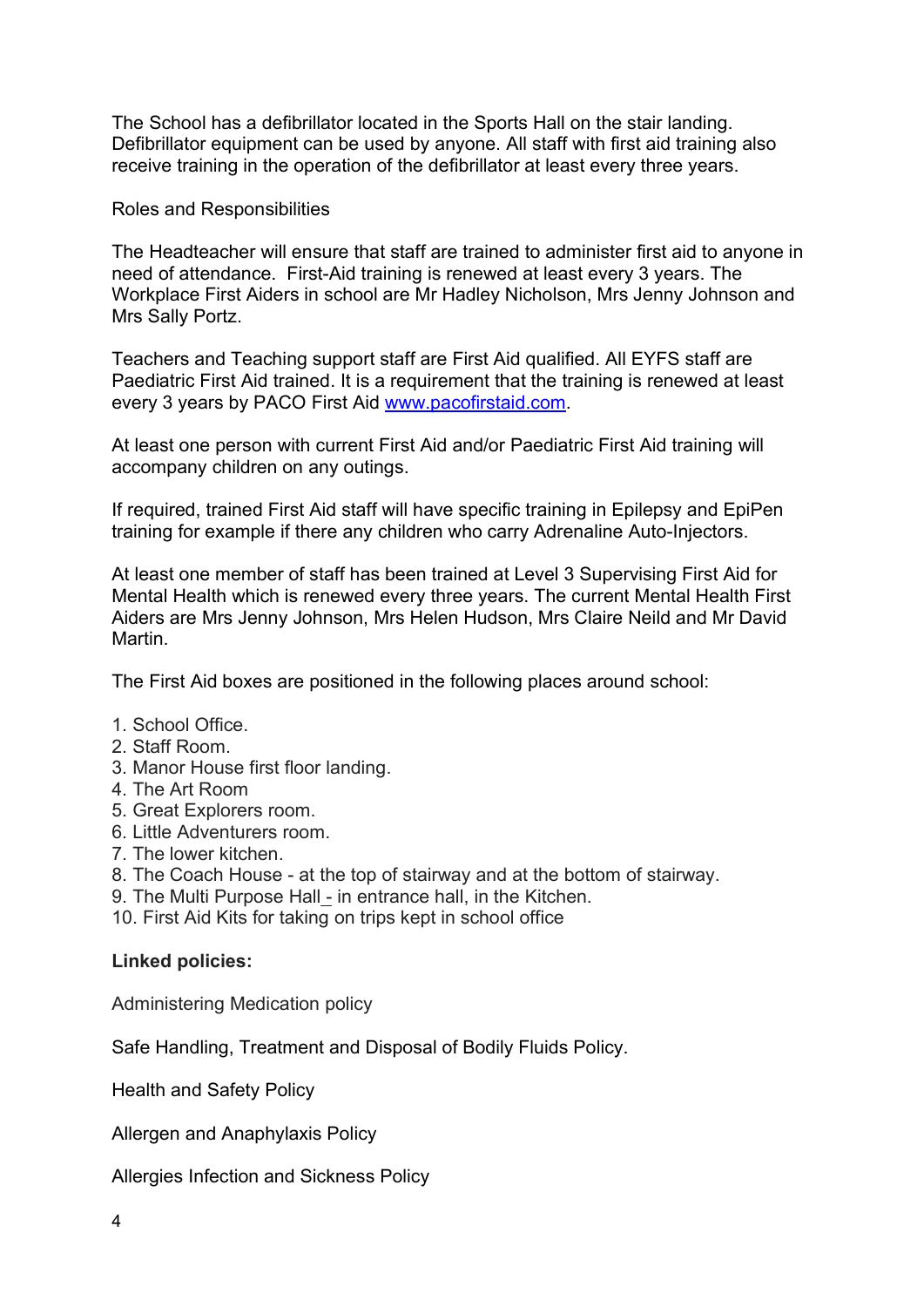The School has a defibrillator located in the Sports Hall on the stair landing. Defibrillator equipment can be used by anyone. All staff with first aid training also receive training in the operation of the defibrillator at least every three years.

Roles and Responsibilities

The Headteacher will ensure that staff are trained to administer first aid to anyone in need of attendance. First-Aid training is renewed at least every 3 years. The Workplace First Aiders in school are Mr Hadley Nicholson, Mrs Jenny Johnson and Mrs Sally Portz.

Teachers and Teaching support staff are First Aid qualified. All EYFS staff are Paediatric First Aid trained. It is a requirement that the training is renewed at least every 3 years by PACO First Aid [www.pacofirstaid.com](http://www.pacofirstaid.com).

At least one person with current First Aid and/or Paediatric First Aid training will accompany children on any outings.

If required, trained First Aid staff will have specific training in Epilepsy and EpiPen training for example if there any children who carry Adrenaline Auto-Injectors.

At least one member of staff has been trained at Level 3 Supervising First Aid for Mental Health which is renewed every three years. The current Mental Health First Aiders are Mrs Jenny Johnson, Mrs Helen Hudson, Mrs Claire Neild and Mr David Martin.

The First Aid boxes are positioned in the following places around school:

1. School Office.
2. Staff Room.
3. Manor House first floor landing.
4. The Art Room
5. Great Explorers room.
6. Little Adventurers room.
7. The lower kitchen.
8. The Coach House - at the top of stairway and at the bottom of stairway.
9. The Multi Purpose Hall - in entrance hall, in the Kitchen.
10. First Aid Kits for taking on trips kept in school office

**Linked policies:**

Administering Medication policy

Safe Handling, Treatment and Disposal of Bodily Fluids Policy.

Health and Safety Policy

Allergen and Anaphylaxis Policy

Allergies Infection and Sickness Policy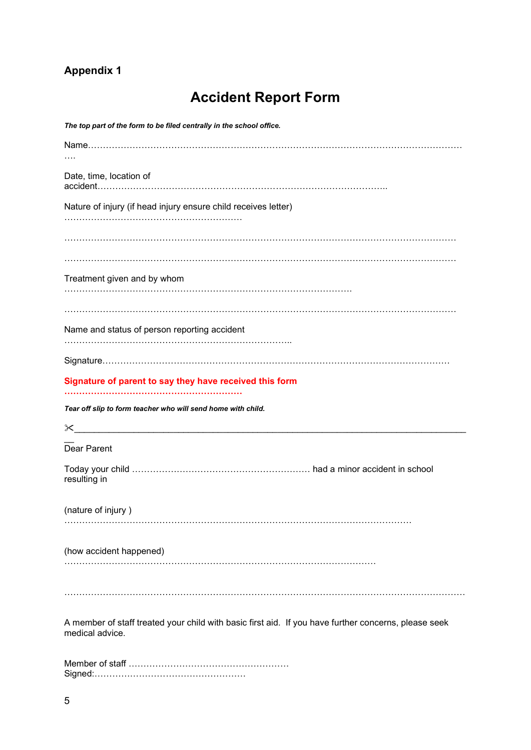**Appendix 1**

# Accident Report Form

***The top part of the form to be filed centrally in the school office.***

Name……………………………………………………………………………………………………………….
….

Date, time, location of accident……………………………………………………………………………………..

Nature of injury (if head injury ensure child receives letter)
……………………………………………………

…………………………………………………………………………………………………………………

…………………………………………………………………………………………………………………

Treatment given and by whom
…………………………………………………………………………………….

…………………………………………………………………………………………………………………

Name and status of person reporting accident
………………………………………………………………..

Signature……………………………………………………………………………………………………….

**Signature of parent to say they have received this form**
**……………………………………………………**

***Tear off slip to form teacher who will send home with child.***

✂______________________________________________________________________________

Dear Parent

Today your child …………………………………………………… had a minor accident in school resulting in

(nature of injury )
………………………………………………………………………………………………………

(how accident happened)
………………………………………………………………………………………………

…………………………………………………………………………………………………………………

A member of staff treated your child with basic first aid. If you have further concerns, please seek medical advice.

Member of staff ………………………………………………
Signed:……………………………………………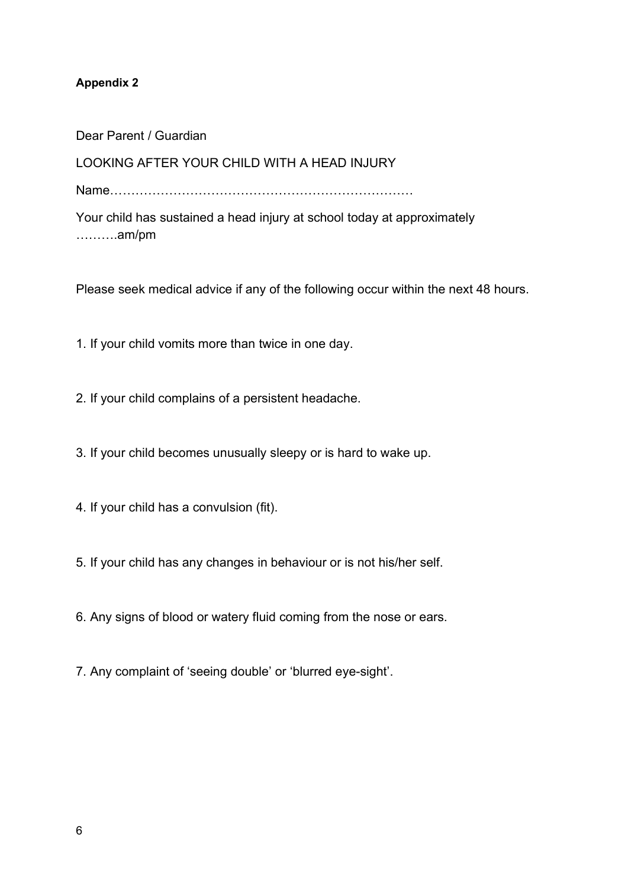**Appendix 2**

Dear Parent / Guardian

LOOKING AFTER YOUR CHILD WITH A HEAD INJURY

Name………………………………………………………………

Your child has sustained a head injury at school today at approximately ……….am/pm

Please seek medical advice if any of the following occur within the next 48 hours.

1. If your child vomits more than twice in one day.

2. If your child complains of a persistent headache.

3. If your child becomes unusually sleepy or is hard to wake up.

4. If your child has a convulsion (fit).

5. If your child has any changes in behaviour or is not his/her self.

6. Any signs of blood or watery fluid coming from the nose or ears.

7. Any complaint of 'seeing double' or 'blurred eye-sight'.